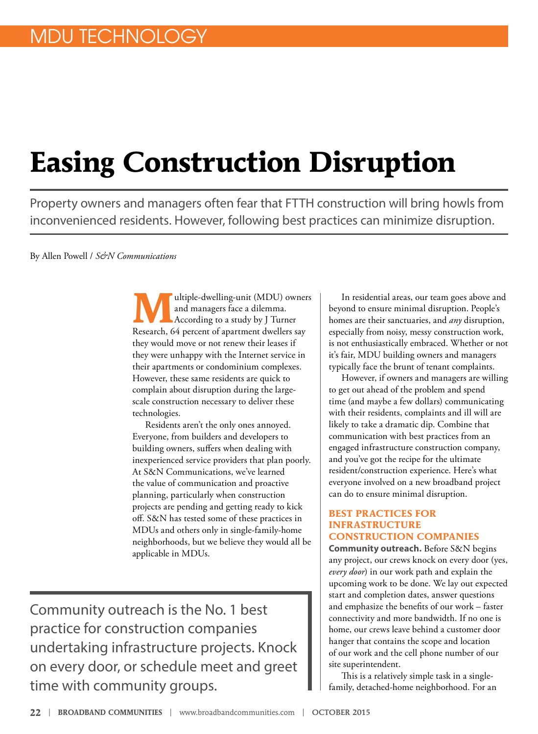MDU TECHNOLOGY

# Easing Construction Disruption

Property owners and managers often fear that FTTH construction will bring howls from inconvenienced residents. However, following best practices can minimize disruption.

By Allen Powell / *S&N Communications*

Multiple-dwelling-unit (MDU) owners and managers face a dilemma. According to a study by J Turner Research, 64 percent of apartment dwellers say they would move or not renew their leases if they were unhappy with the Internet service in their apartments or condominium complexes. However, these same residents are quick to complain about disruption during the large-scale construction necessary to deliver these technologies.

Residents aren't the only ones annoyed. Everyone, from builders and developers to building owners, suffers when dealing with inexperienced service providers that plan poorly. At S&N Communications, we've learned the value of communication and proactive planning, particularly when construction projects are pending and getting ready to kick off. S&N has tested some of these practices in MDUs and others only in single-family-home neighborhoods, but we believe they would all be applicable in MDUs.

> Community outreach is the No. 1 best practice for construction companies undertaking infrastructure projects. Knock on every door, or schedule meet and greet time with community groups.

In residential areas, our team goes above and beyond to ensure minimal disruption. People's homes are their sanctuaries, and *any* disruption, especially from noisy, messy construction work, is not enthusiastically embraced. Whether or not it's fair, MDU building owners and managers typically face the brunt of tenant complaints.

However, if owners and managers are willing to get out ahead of the problem and spend time (and maybe a few dollars) communicating with their residents, complaints and ill will are likely to take a dramatic dip. Combine that communication with best practices from an engaged infrastructure construction company, and you've got the recipe for the ultimate resident/construction experience. Here's what everyone involved on a new broadband project can do to ensure minimal disruption.

## BEST PRACTICES FOR INFRASTRUCTURE CONSTRUCTION COMPANIES

**Community outreach.** Before S&N begins any project, our crews knock on every door (yes, *every door*) in our work path and explain the upcoming work to be done. We lay out expected start and completion dates, answer questions and emphasize the benefits of our work – faster connectivity and more bandwidth. If no one is home, our crews leave behind a customer door hanger that contains the scope and location of our work and the cell phone number of our site superintendent.

This is a relatively simple task in a single-family, detached-home neighborhood. For an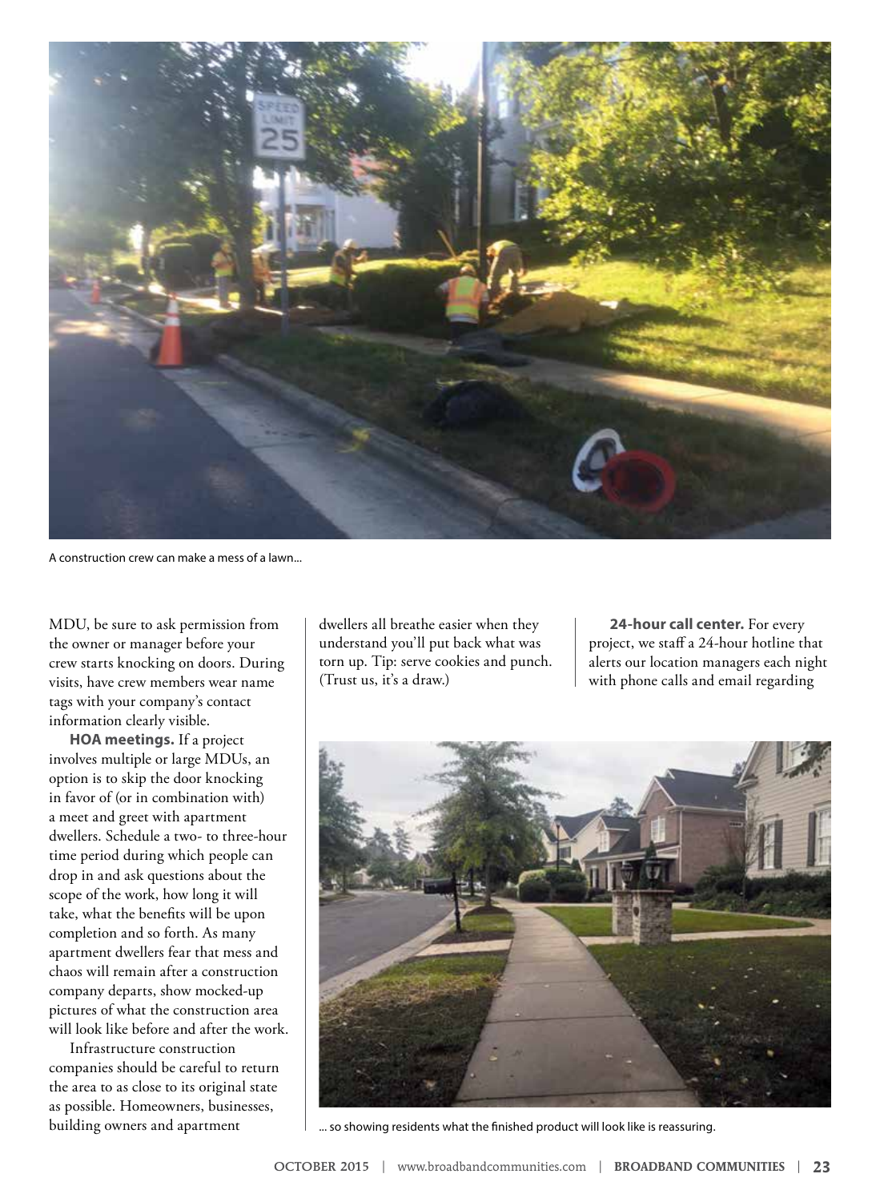A construction crew can make a mess of a lawn...

MDU, be sure to ask permission from the owner or manager before your crew starts knocking on doors. During visits, have crew members wear name tags with your company's contact information clearly visible.

**HOA meetings.** If a project involves multiple or large MDUs, an option is to skip the door knocking in favor of (or in combination with) a meet and greet with apartment dwellers. Schedule a two- to three-hour time period during which people can drop in and ask questions about the scope of the work, how long it will take, what the benefits will be upon completion and so forth. As many apartment dwellers fear that mess and chaos will remain after a construction company departs, show mocked-up pictures of what the construction area will look like before and after the work.

Infrastructure construction companies should be careful to return the area to as close to its original state as possible. Homeowners, businesses, building owners and apartment dwellers all breathe easier when they understand you'll put back what was torn up. Tip: serve cookies and punch. (Trust us, it's a draw.)

**24-hour call center.** For every project, we staff a 24-hour hotline that alerts our location managers each night with phone calls and email regarding

... so showing residents what the finished product will look like is reassuring.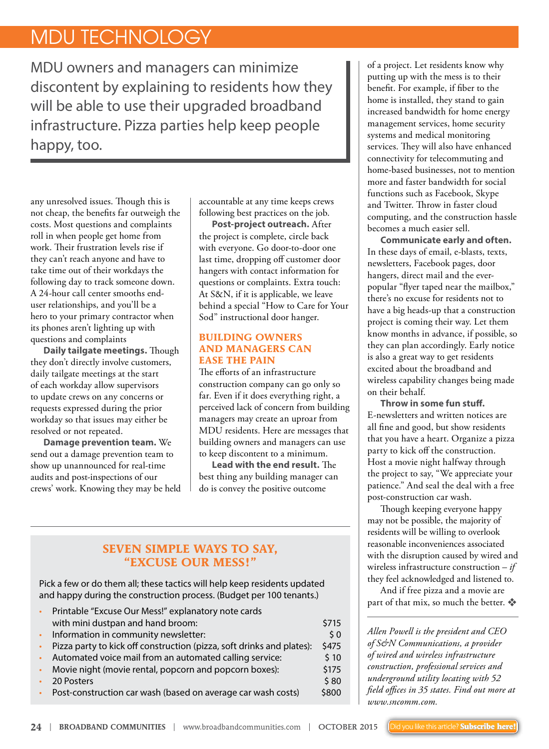MDU owners and managers can minimize discontent by explaining to residents how they will be able to use their upgraded broadband infrastructure. Pizza parties help keep people happy, too.

any unresolved issues. Though this is not cheap, the benefits far outweigh the costs. Most questions and complaints roll in when people get home from work. Their frustration levels rise if they can't reach anyone and have to take time out of their workdays the following day to track someone down. A 24-hour call center smooths end-user relationships, and you'll be a hero to your primary contractor when its phones aren't lighting up with questions and complaints

**Daily tailgate meetings.** Though they don't directly involve customers, daily tailgate meetings at the start of each workday allow supervisors to update crews on any concerns or requests expressed during the prior workday so that issues may either be resolved or not repeated.

**Damage prevention team.** We send out a damage prevention team to show up unannounced for real-time audits and post-inspections of our crews' work. Knowing they may be held accountable at any time keeps crews following best practices on the job.

**Post-project outreach.** After the project is complete, circle back with everyone. Go door-to-door one last time, dropping off customer door hangers with contact information for questions or complaints. Extra touch: At S&N, if it is applicable, we leave behind a special "How to Care for Your Sod" instructional door hanger.

## BUILDING OWNERS AND MANAGERS CAN EASE THE PAIN

The efforts of an infrastructure construction company can go only so far. Even if it does everything right, a perceived lack of concern from building managers may create an uproar from MDU residents. Here are messages that building owners and managers can use to keep discontent to a minimum.

**Lead with the end result.** The best thing any building manager can do is convey the positive outcome of a project. Let residents know why putting up with the mess is to their benefit. For example, if fiber to the home is installed, they stand to gain increased bandwidth for home energy management services, home security systems and medical monitoring services. They will also have enhanced connectivity for telecommuting and home-based businesses, not to mention more and faster bandwidth for social functions such as Facebook, Skype and Twitter. Throw in faster cloud computing, and the construction hassle becomes a much easier sell.

**Communicate early and often.** In these days of email, e-blasts, texts, newsletters, Facebook pages, door hangers, direct mail and the ever-popular "flyer taped near the mailbox," there's no excuse for residents not to have a big heads-up that a construction project is coming their way. Let them know months in advance, if possible, so they can plan accordingly. Early notice is also a great way to get residents excited about the broadband and wireless capability changes being made on their behalf.

**Throw in some fun stuff.** E-newsletters and written notices are all fine and good, but show residents that you have a heart. Organize a pizza party to kick off the construction. Host a movie night halfway through the project to say, "We appreciate your patience." And seal the deal with a free post-construction car wash.

Though keeping everyone happy may not be possible, the majority of residents will be willing to overlook reasonable inconveniences associated with the disruption caused by wired and wireless infrastructure construction – *if* they feel acknowledged and listened to.

And if free pizza and a movie are part of that mix, so much the better. ❖

*Allen Powell is the president and CEO of S&N Communications, a provider of wired and wireless infrastructure construction, professional services and underground utility locating with 52 field offices in 35 states. Find out more at www.sncomm.com.*

## SEVEN SIMPLE WAYS TO SAY, "EXCUSE OUR MESS!"

Pick a few or do them all; these tactics will help keep residents updated and happy during the construction process. (Budget per 100 tenants.)

| | |
|---|---|
| • Printable "Excuse Our Mess!" explanatory note cards with mini dustpan and hand broom: | $715 |
| • Information in community newsletter: | $ 0 |
| • Pizza party to kick off construction (pizza, soft drinks and plates): | $475 |
| • Automated voice mail from an automated calling service: | $ 10 |
| • Movie night (movie rental, popcorn and popcorn boxes): | $175 |
| • 20 Posters | $ 80 |
| • Post-construction car wash (based on average car wash costs) | $800 |